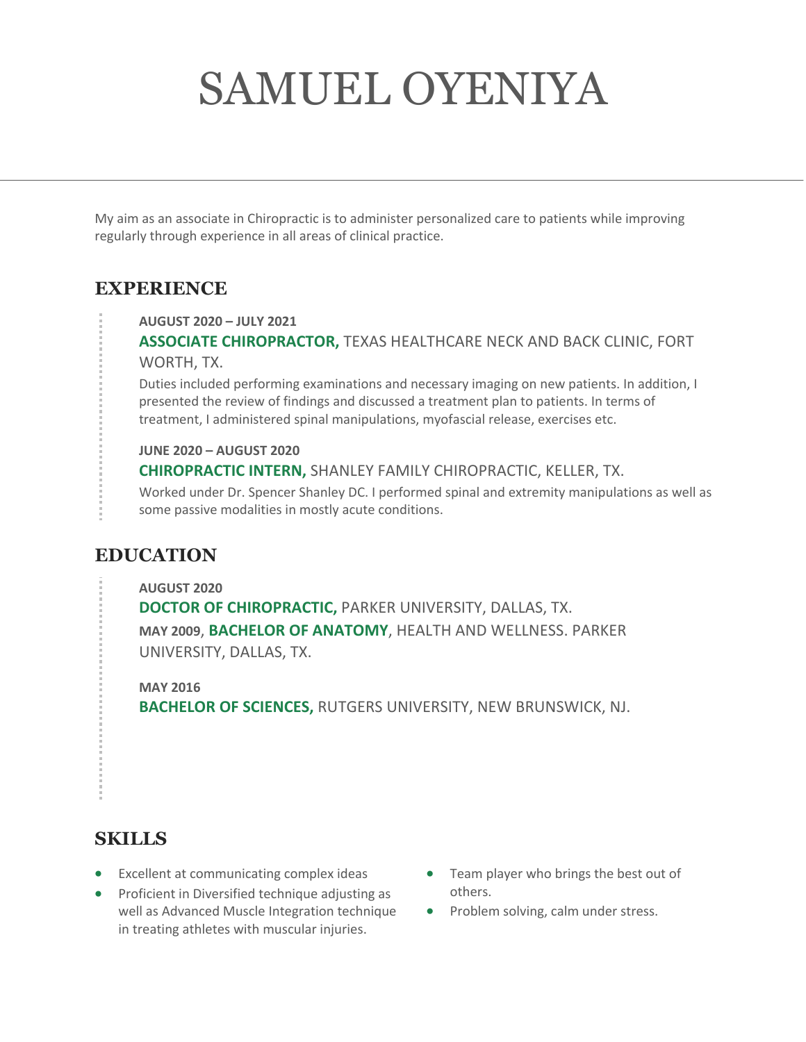# SAMUEL OYENIYA

My aim as an associate in Chiropractic is to administer personalized care to patients while improving regularly through experience in all areas of clinical practice.

## EXPERIENCE

**AUGUST 2020 – JULY 2021**

**ASSOCIATE CHIROPRACTOR,** TEXAS HEALTHCARE NECK AND BACK CLINIC, FORT WORTH, TX.

Duties included performing examinations and necessary imaging on new patients. In addition, I presented the review of findings and discussed a treatment plan to patients. In terms of treatment, I administered spinal manipulations, myofascial release, exercises etc.

**JUNE 2020 – AUGUST 2020**

**CHIROPRACTIC INTERN,** SHANLEY FAMILY CHIROPRACTIC, KELLER, TX.

Worked under Dr. Spencer Shanley DC. I performed spinal and extremity manipulations as well as some passive modalities in mostly acute conditions.

## EDUCATION

**AUGUST 2020**

**DOCTOR OF CHIROPRACTIC,** PARKER UNIVERSITY, DALLAS, TX.

**MAY 2009**, **BACHELOR OF ANATOMY**, HEALTH AND WELLNESS. PARKER UNIVERSITY, DALLAS, TX.

**MAY 2016**

**BACHELOR OF SCIENCES,** RUTGERS UNIVERSITY, NEW BRUNSWICK, NJ.

## SKILLS

- Excellent at communicating complex ideas
- Proficient in Diversified technique adjusting as well as Advanced Muscle Integration technique in treating athletes with muscular injuries.
- Team player who brings the best out of others.
- Problem solving, calm under stress.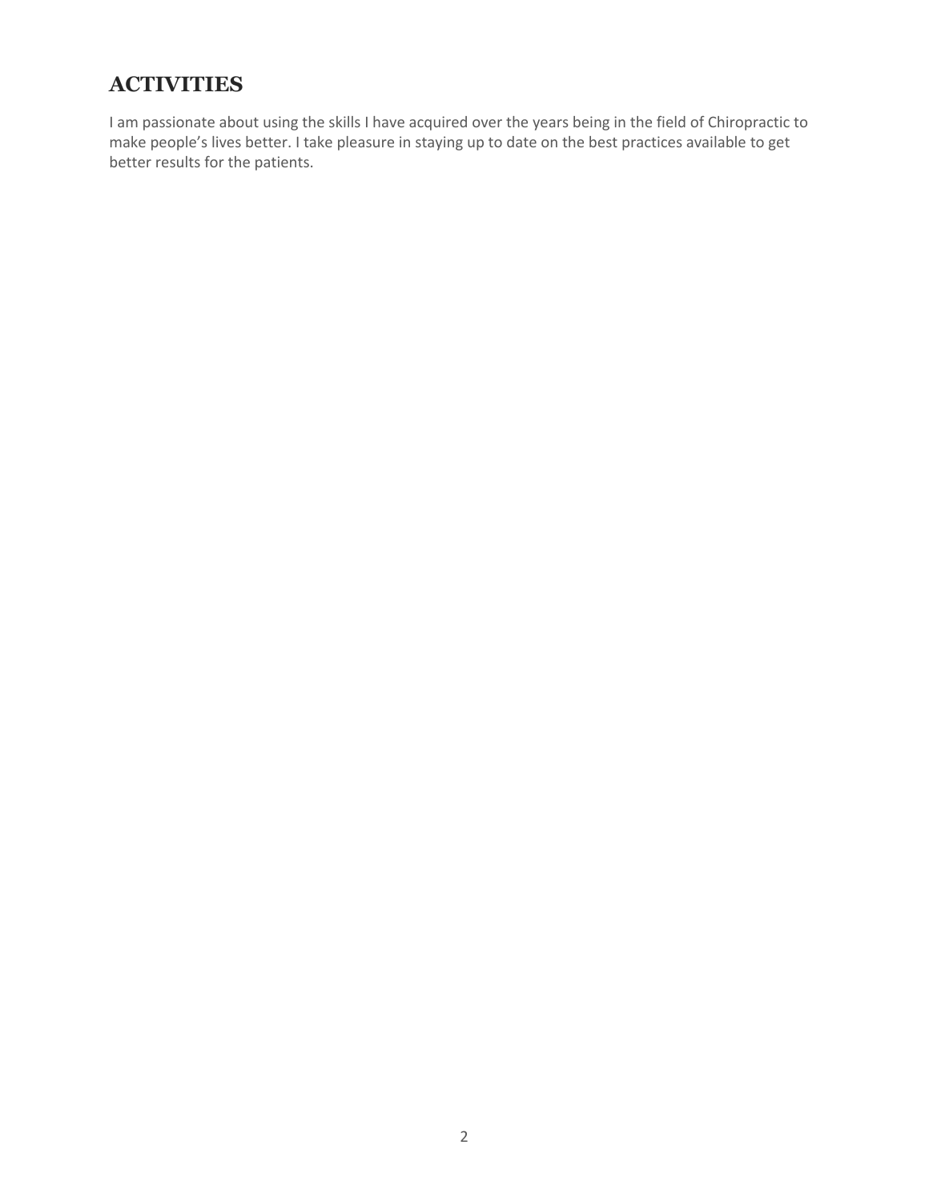## ACTIVITIES

I am passionate about using the skills I have acquired over the years being in the field of Chiropractic to make people's lives better. I take pleasure in staying up to date on the best practices available to get better results for the patients.